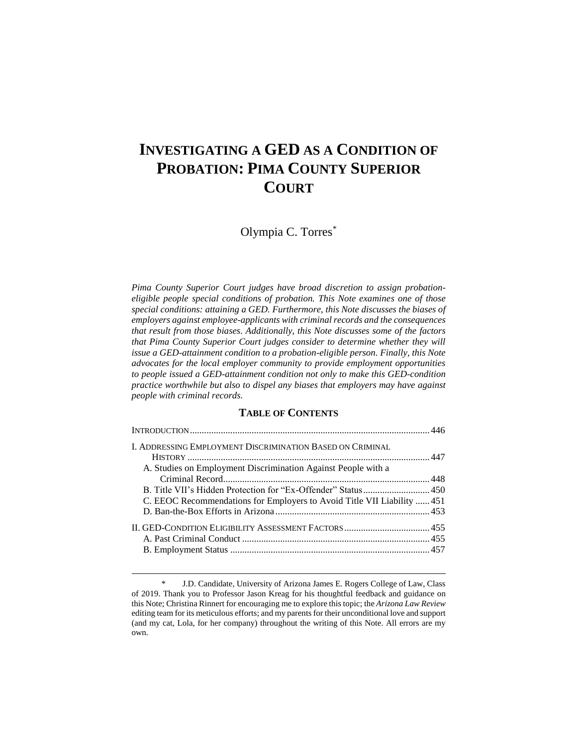# INVESTIGATING A GED AS A CONDITION OF PROBATION: PIMA COUNTY SUPERIOR COURT

Olympia C. Torres*

*Pima County Superior Court judges have broad discretion to assign probation-eligible people special conditions of probation. This Note examines one of those special conditions: attaining a GED. Furthermore, this Note discusses the biases of employers against employee-applicants with criminal records and the consequences that result from those biases. Additionally, this Note discusses some of the factors that Pima County Superior Court judges consider to determine whether they will issue a GED-attainment condition to a probation-eligible person. Finally, this Note advocates for the local employer community to provide employment opportunities to people issued a GED-attainment condition not only to make this GED-condition practice worthwhile but also to dispel any biases that employers may have against people with criminal records.*

## TABLE OF CONTENTS

| | |
|---|---|
| INTRODUCTION | 446 |
| I. ADDRESSING EMPLOYMENT DISCRIMINATION BASED ON CRIMINAL HISTORY | 447 |
| A. Studies on Employment Discrimination Against People with a Criminal Record | 448 |
| B. Title VII's Hidden Protection for "Ex-Offender" Status | 450 |
| C. EEOC Recommendations for Employers to Avoid Title VII Liability | 451 |
| D. Ban-the-Box Efforts in Arizona | 453 |
| II. GED-CONDITION ELIGIBILITY ASSESSMENT FACTORS | 455 |
| A. Past Criminal Conduct | 455 |
| B. Employment Status | 457 |

\* J.D. Candidate, University of Arizona James E. Rogers College of Law, Class of 2019. Thank you to Professor Jason Kreag for his thoughtful feedback and guidance on this Note; Christina Rinnert for encouraging me to explore this topic; the *Arizona Law Review* editing team for its meticulous efforts; and my parents for their unconditional love and support (and my cat, Lola, for her company) throughout the writing of this Note. All errors are my own.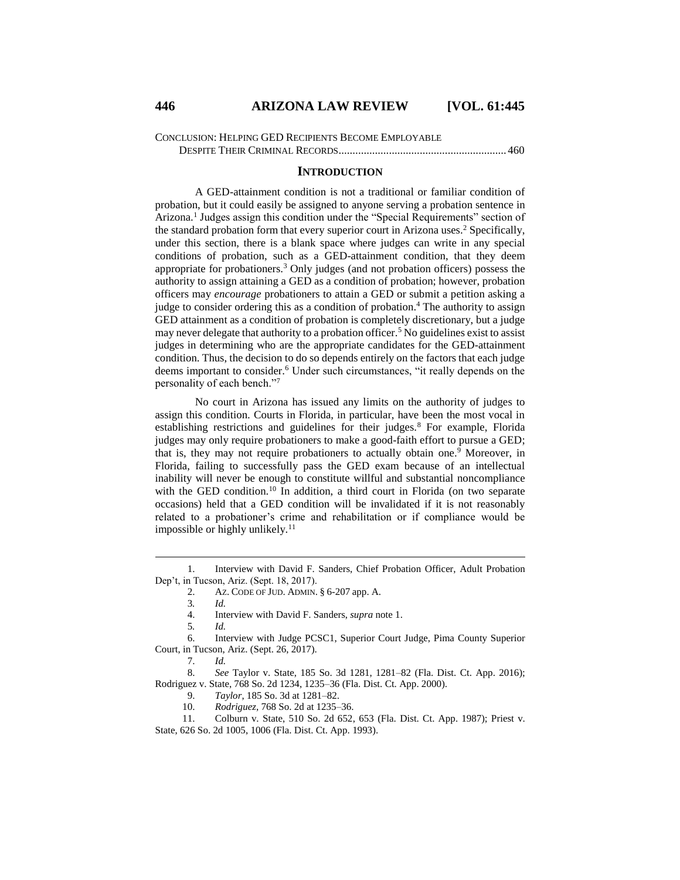CONCLUSION: HELPING GED RECIPIENTS BECOME EMPLOYABLE DESPITE THEIR CRIMINAL RECORDS ........................................................... 460

## INTRODUCTION

A GED-attainment condition is not a traditional or familiar condition of probation, but it could easily be assigned to anyone serving a probation sentence in Arizona.[1] Judges assign this condition under the "Special Requirements" section of the standard probation form that every superior court in Arizona uses.[2] Specifically, under this section, there is a blank space where judges can write in any special conditions of probation, such as a GED-attainment condition, that they deem appropriate for probationers.[3] Only judges (and not probation officers) possess the authority to assign attaining a GED as a condition of probation; however, probation officers may *encourage* probationers to attain a GED or submit a petition asking a judge to consider ordering this as a condition of probation.[4] The authority to assign GED attainment as a condition of probation is completely discretionary, but a judge may never delegate that authority to a probation officer.[5] No guidelines exist to assist judges in determining who are the appropriate candidates for the GED-attainment condition. Thus, the decision to do so depends entirely on the factors that each judge deems important to consider.[6] Under such circumstances, "it really depends on the personality of each bench."[7]

No court in Arizona has issued any limits on the authority of judges to assign this condition. Courts in Florida, in particular, have been the most vocal in establishing restrictions and guidelines for their judges.[8] For example, Florida judges may only require probationers to make a good-faith effort to pursue a GED; that is, they may not require probationers to actually obtain one.[9] Moreover, in Florida, failing to successfully pass the GED exam because of an intellectual inability will never be enough to constitute willful and substantial noncompliance with the GED condition.[10] In addition, a third court in Florida (on two separate occasions) held that a GED condition will be invalidated if it is not reasonably related to a probationer's crime and rehabilitation or if compliance would be impossible or highly unlikely.[11]

---

1. Interview with David F. Sanders, Chief Probation Officer, Adult Probation Dep't, in Tucson, Ariz. (Sept. 18, 2017).

2. AZ. CODE OF JUD. ADMIN. § 6-207 app. A.

3. *Id.*

4. Interview with David F. Sanders, *supra* note 1.

5. *Id.*

6. Interview with Judge PCSC1, Superior Court Judge, Pima County Superior Court, in Tucson, Ariz. (Sept. 26, 2017).

7. *Id.*

8. *See* Taylor v. State, 185 So. 3d 1281, 1281–82 (Fla. Dist. Ct. App. 2016); Rodriguez v. State, 768 So. 2d 1234, 1235–36 (Fla. Dist. Ct. App. 2000).

9. *Taylor*, 185 So. 3d at 1281–82.

10. *Rodriguez*, 768 So. 2d at 1235–36.

11. Colburn v. State, 510 So. 2d 652, 653 (Fla. Dist. Ct. App. 1987); Priest v. State, 626 So. 2d 1005, 1006 (Fla. Dist. Ct. App. 1993).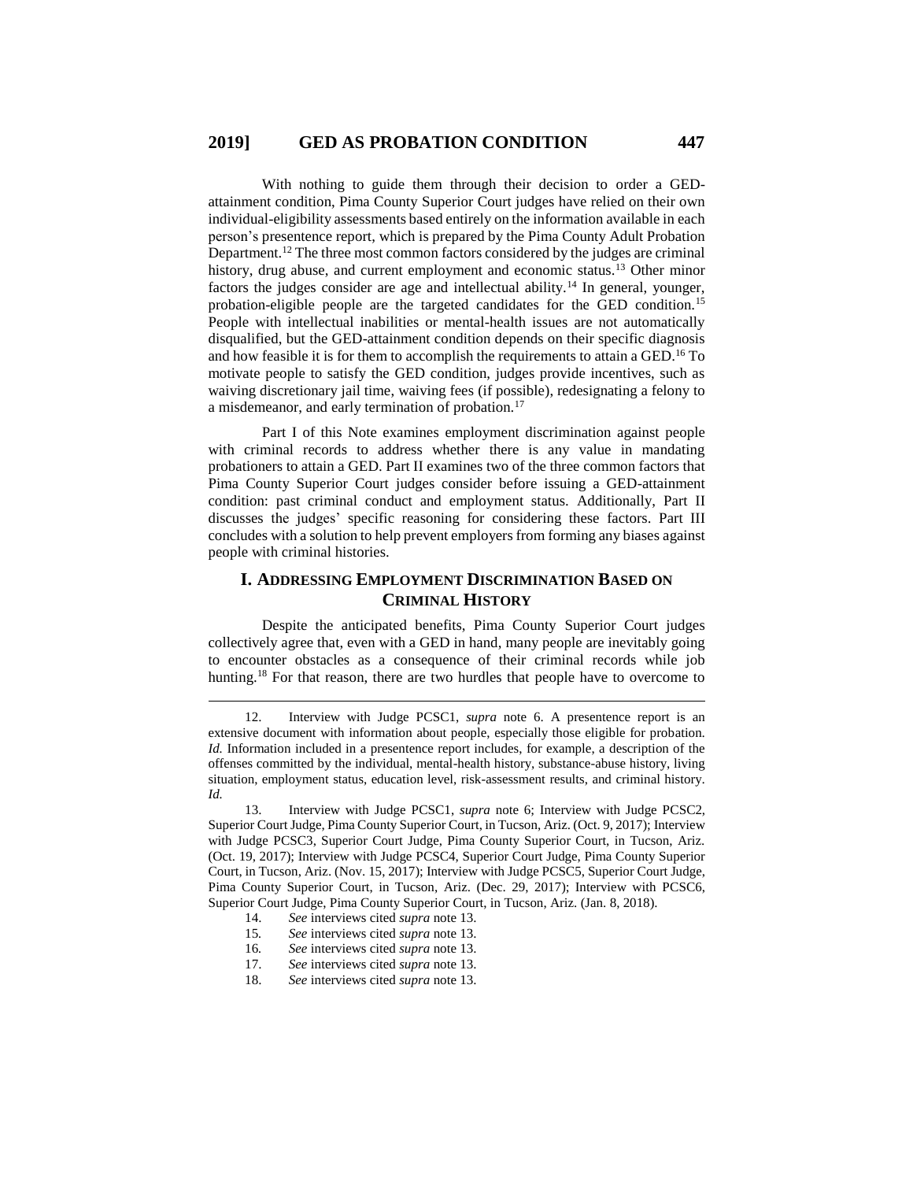With nothing to guide them through their decision to order a GED-attainment condition, Pima County Superior Court judges have relied on their own individual-eligibility assessments based entirely on the information available in each person's presentence report, which is prepared by the Pima County Adult Probation Department.[12] The three most common factors considered by the judges are criminal history, drug abuse, and current employment and economic status.[13] Other minor factors the judges consider are age and intellectual ability.[14] In general, younger, probation-eligible people are the targeted candidates for the GED condition.[15] People with intellectual inabilities or mental-health issues are not automatically disqualified, but the GED-attainment condition depends on their specific diagnosis and how feasible it is for them to accomplish the requirements to attain a GED.[16] To motivate people to satisfy the GED condition, judges provide incentives, such as waiving discretionary jail time, waiving fees (if possible), redesignating a felony to a misdemeanor, and early termination of probation.[17]

Part I of this Note examines employment discrimination against people with criminal records to address whether there is any value in mandating probationers to attain a GED. Part II examines two of the three common factors that Pima County Superior Court judges consider before issuing a GED-attainment condition: past criminal conduct and employment status. Additionally, Part II discusses the judges' specific reasoning for considering these factors. Part III concludes with a solution to help prevent employers from forming any biases against people with criminal histories.

## I. ADDRESSING EMPLOYMENT DISCRIMINATION BASED ON CRIMINAL HISTORY

Despite the anticipated benefits, Pima County Superior Court judges collectively agree that, even with a GED in hand, many people are inevitably going to encounter obstacles as a consequence of their criminal records while job hunting.[18] For that reason, there are two hurdles that people have to overcome to

---

12. Interview with Judge PCSC1, *supra* note 6. A presentence report is an extensive document with information about people, especially those eligible for probation. *Id.* Information included in a presentence report includes, for example, a description of the offenses committed by the individual, mental-health history, substance-abuse history, living situation, employment status, education level, risk-assessment results, and criminal history. *Id.*

13. Interview with Judge PCSC1, *supra* note 6; Interview with Judge PCSC2, Superior Court Judge, Pima County Superior Court, in Tucson, Ariz. (Oct. 9, 2017); Interview with Judge PCSC3, Superior Court Judge, Pima County Superior Court, in Tucson, Ariz. (Oct. 19, 2017); Interview with Judge PCSC4, Superior Court Judge, Pima County Superior Court, in Tucson, Ariz. (Nov. 15, 2017); Interview with Judge PCSC5, Superior Court Judge, Pima County Superior Court, in Tucson, Ariz. (Dec. 29, 2017); Interview with PCSC6, Superior Court Judge, Pima County Superior Court, in Tucson, Ariz. (Jan. 8, 2018).

14. *See* interviews cited *supra* note 13.

15. *See* interviews cited *supra* note 13.

16. *See* interviews cited *supra* note 13.

17. *See* interviews cited *supra* note 13.

18. *See* interviews cited *supra* note 13.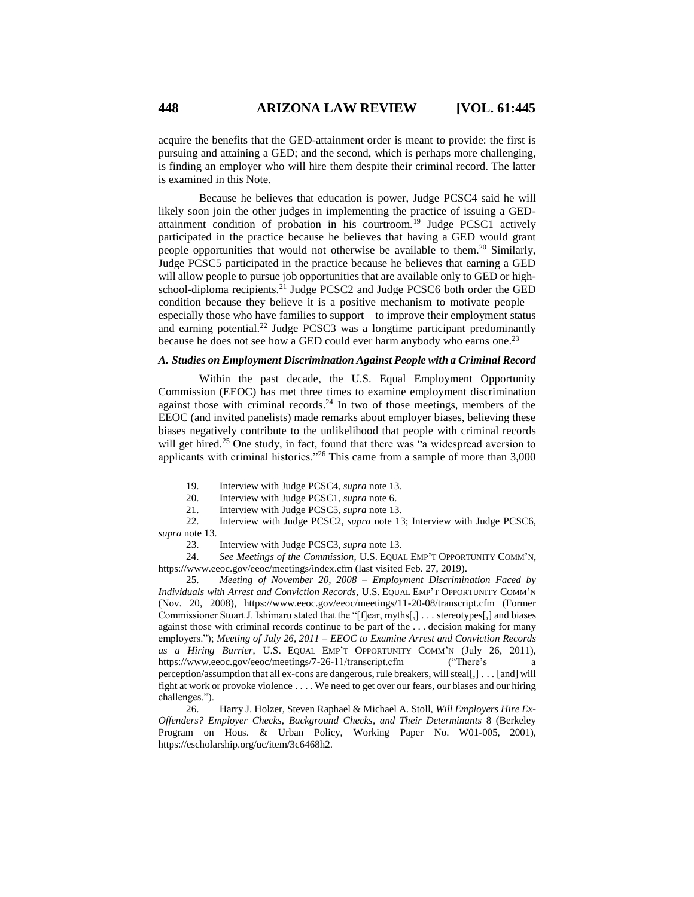acquire the benefits that the GED-attainment order is meant to provide: the first is pursuing and attaining a GED; and the second, which is perhaps more challenging, is finding an employer who will hire them despite their criminal record. The latter is examined in this Note.

Because he believes that education is power, Judge PCSC4 said he will likely soon join the other judges in implementing the practice of issuing a GED-attainment condition of probation in his courtroom.[19] Judge PCSC1 actively participated in the practice because he believes that having a GED would grant people opportunities that would not otherwise be available to them.[20] Similarly, Judge PCSC5 participated in the practice because he believes that earning a GED will allow people to pursue job opportunities that are available only to GED or high-school-diploma recipients.[21] Judge PCSC2 and Judge PCSC6 both order the GED condition because they believe it is a positive mechanism to motivate people—especially those who have families to support—to improve their employment status and earning potential.[22] Judge PCSC3 was a longtime participant predominantly because he does not see how a GED could ever harm anybody who earns one.[23]

### *A. Studies on Employment Discrimination Against People with a Criminal Record*

Within the past decade, the U.S. Equal Employment Opportunity Commission (EEOC) has met three times to examine employment discrimination against those with criminal records.[24] In two of those meetings, members of the EEOC (and invited panelists) made remarks about employer biases, believing these biases negatively contribute to the unlikelihood that people with criminal records will get hired.[25] One study, in fact, found that there was "a widespread aversion to applicants with criminal histories."[26] This came from a sample of more than 3,000

---

19. Interview with Judge PCSC4, *supra* note 13.

20. Interview with Judge PCSC1, *supra* note 6.

21. Interview with Judge PCSC5, *supra* note 13.

22. Interview with Judge PCSC2, *supra* note 13; Interview with Judge PCSC6, *supra* note 13.

23. Interview with Judge PCSC3, *supra* note 13.

24. *See Meetings of the Commission*, U.S. EQUAL EMP'T OPPORTUNITY COMM'N, https://www.eeoc.gov/eeoc/meetings/index.cfm (last visited Feb. 27, 2019).

25. *Meeting of November 20, 2008 – Employment Discrimination Faced by Individuals with Arrest and Conviction Records*, U.S. EQUAL EMP'T OPPORTUNITY COMM'N (Nov. 20, 2008), https://www.eeoc.gov/eeoc/meetings/11-20-08/transcript.cfm (Former Commissioner Stuart J. Ishimaru stated that the "[f]ear, myths[,] . . . stereotypes[,] and biases against those with criminal records continue to be part of the . . . decision making for many employers."); *Meeting of July 26, 2011 – EEOC to Examine Arrest and Conviction Records as a Hiring Barrier*, U.S. EQUAL EMP'T OPPORTUNITY COMM'N (July 26, 2011), https://www.eeoc.gov/eeoc/meetings/7-26-11/transcript.cfm ("There's a perception/assumption that all ex-cons are dangerous, rule breakers, will steal[,] . . . [and] will fight at work or provoke violence . . . . We need to get over our fears, our biases and our hiring challenges.").

26. Harry J. Holzer, Steven Raphael & Michael A. Stoll, *Will Employers Hire Ex-Offenders? Employer Checks, Background Checks, and Their Determinants* 8 (Berkeley Program on Hous. & Urban Policy, Working Paper No. W01-005, 2001), https://escholarship.org/uc/item/3c6468h2.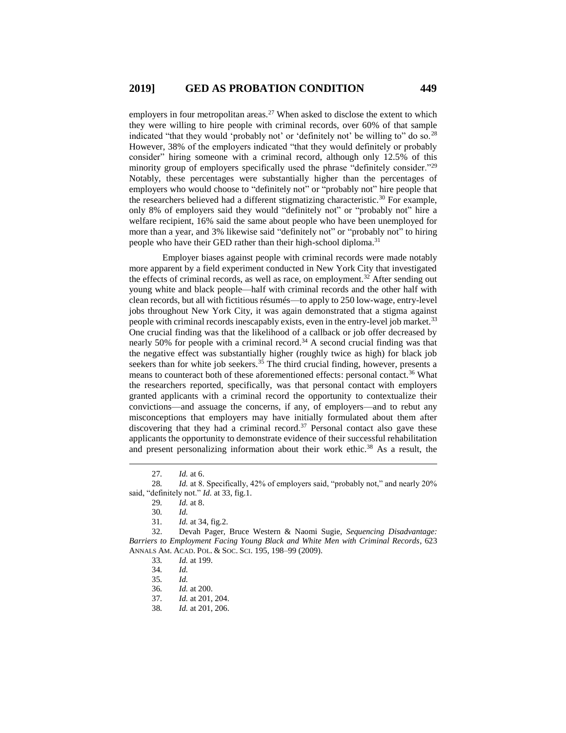employers in four metropolitan areas.[27] When asked to disclose the extent to which they were willing to hire people with criminal records, over 60% of that sample indicated "that they would 'probably not' or 'definitely not' be willing to" do so.[28] However, 38% of the employers indicated "that they would definitely or probably consider" hiring someone with a criminal record, although only 12.5% of this minority group of employers specifically used the phrase "definitely consider."[29] Notably, these percentages were substantially higher than the percentages of employers who would choose to "definitely not" or "probably not" hire people that the researchers believed had a different stigmatizing characteristic.[30] For example, only 8% of employers said they would "definitely not" or "probably not" hire a welfare recipient, 16% said the same about people who have been unemployed for more than a year, and 3% likewise said "definitely not" or "probably not" to hiring people who have their GED rather than their high-school diploma.[31]

Employer biases against people with criminal records were made notably more apparent by a field experiment conducted in New York City that investigated the effects of criminal records, as well as race, on employment.[32] After sending out young white and black people—half with criminal records and the other half with clean records, but all with fictitious résumés—to apply to 250 low-wage, entry-level jobs throughout New York City, it was again demonstrated that a stigma against people with criminal records inescapably exists, even in the entry-level job market.[33] One crucial finding was that the likelihood of a callback or job offer decreased by nearly 50% for people with a criminal record.[34] A second crucial finding was that the negative effect was substantially higher (roughly twice as high) for black job seekers than for white job seekers.[35] The third crucial finding, however, presents a means to counteract both of these aforementioned effects: personal contact.[36] What the researchers reported, specifically, was that personal contact with employers granted applicants with a criminal record the opportunity to contextualize their convictions—and assuage the concerns, if any, of employers—and to rebut any misconceptions that employers may have initially formulated about them after discovering that they had a criminal record.[37] Personal contact also gave these applicants the opportunity to demonstrate evidence of their successful rehabilitation and present personalizing information about their work ethic.[38] As a result, the

---

27. *Id.* at 6.

28. *Id.* at 8. Specifically, 42% of employers said, "probably not," and nearly 20% said, "definitely not." *Id.* at 33, fig.1.

29. *Id.* at 8.

30. *Id.*

31. *Id.* at 34, fig.2.

32. Devah Pager, Bruce Western & Naomi Sugie, *Sequencing Disadvantage: Barriers to Employment Facing Young Black and White Men with Criminal Records*, 623 ANNALS AM. ACAD. POL. & SOC. SCI. 195, 198–99 (2009).

33. *Id.* at 199.

34. *Id.*

35. *Id.*

36. *Id.* at 200.

37. *Id.* at 201, 204.

38. *Id.* at 201, 206.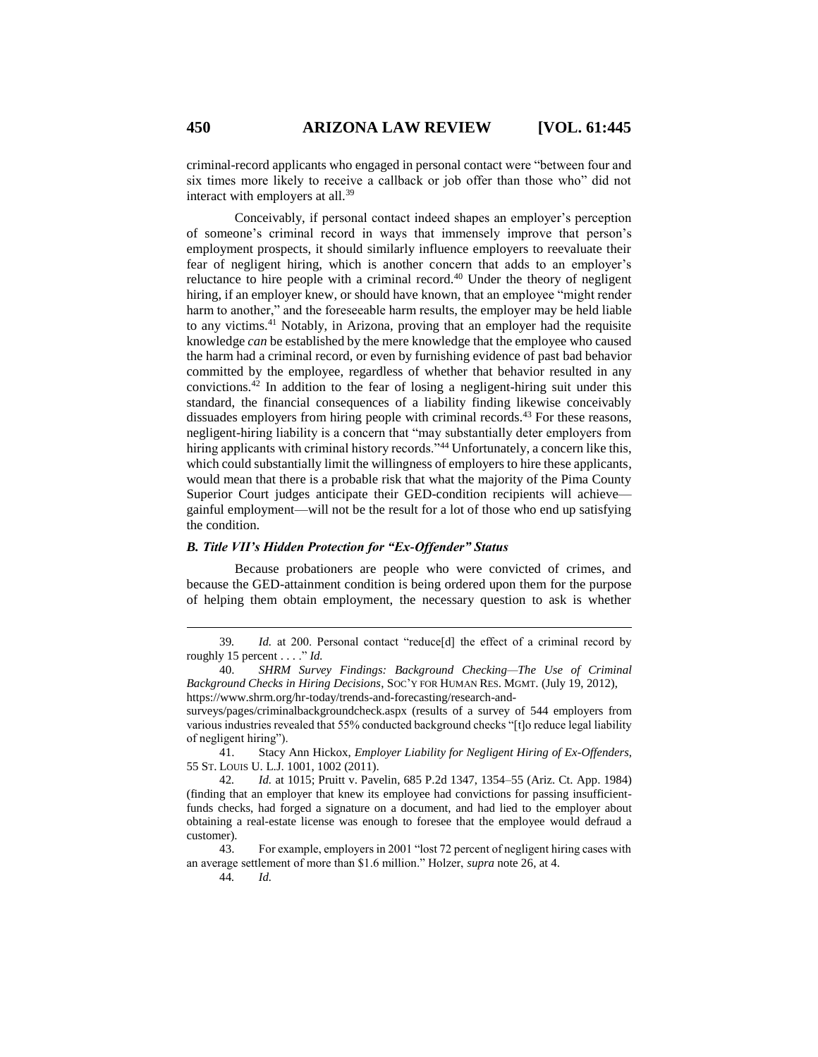criminal-record applicants who engaged in personal contact were "between four and six times more likely to receive a callback or job offer than those who" did not interact with employers at all.[39]

Conceivably, if personal contact indeed shapes an employer's perception of someone's criminal record in ways that immensely improve that person's employment prospects, it should similarly influence employers to reevaluate their fear of negligent hiring, which is another concern that adds to an employer's reluctance to hire people with a criminal record.[40] Under the theory of negligent hiring, if an employer knew, or should have known, that an employee "might render harm to another," and the foreseeable harm results, the employer may be held liable to any victims.[41] Notably, in Arizona, proving that an employer had the requisite knowledge *can* be established by the mere knowledge that the employee who caused the harm had a criminal record, or even by furnishing evidence of past bad behavior committed by the employee, regardless of whether that behavior resulted in any convictions.[42] In addition to the fear of losing a negligent-hiring suit under this standard, the financial consequences of a liability finding likewise conceivably dissuades employers from hiring people with criminal records.[43] For these reasons, negligent-hiring liability is a concern that "may substantially deter employers from hiring applicants with criminal history records."[44] Unfortunately, a concern like this, which could substantially limit the willingness of employers to hire these applicants, would mean that there is a probable risk that what the majority of the Pima County Superior Court judges anticipate their GED-condition recipients will achieve—gainful employment—will not be the result for a lot of those who end up satisfying the condition.

### *B. Title VII's Hidden Protection for "Ex-Offender" Status*

Because probationers are people who were convicted of crimes, and because the GED-attainment condition is being ordered upon them for the purpose of helping them obtain employment, the necessary question to ask is whether

---

39. *Id.* at 200. Personal contact "reduce[d] the effect of a criminal record by roughly 15 percent . . . ." *Id.*

40. *SHRM Survey Findings: Background Checking—The Use of Criminal Background Checks in Hiring Decisions*, SOC'Y FOR HUMAN RES. MGMT. (July 19, 2012), https://www.shrm.org/hr-today/trends-and-forecasting/research-and-surveys/pages/criminalbackgroundcheck.aspx (results of a survey of 544 employers from various industries revealed that 55% conducted background checks "[t]o reduce legal liability of negligent hiring").

41. Stacy Ann Hickox, *Employer Liability for Negligent Hiring of Ex-Offenders*, 55 ST. LOUIS U. L.J. 1001, 1002 (2011).

42. *Id.* at 1015; Pruitt v. Pavelin, 685 P.2d 1347, 1354–55 (Ariz. Ct. App. 1984) (finding that an employer that knew its employee had convictions for passing insufficient-funds checks, had forged a signature on a document, and had lied to the employer about obtaining a real-estate license was enough to foresee that the employee would defraud a customer).

43. For example, employers in 2001 "lost 72 percent of negligent hiring cases with an average settlement of more than $1.6 million." Holzer, *supra* note 26, at 4.

44. *Id.*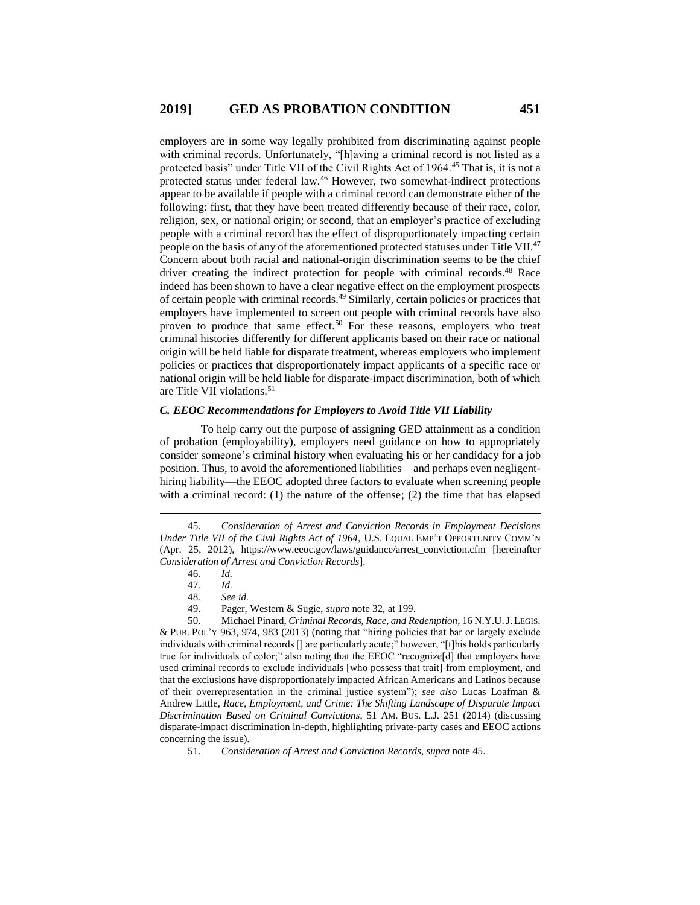employers are in some way legally prohibited from discriminating against people with criminal records. Unfortunately, "[h]aving a criminal record is not listed as a protected basis" under Title VII of the Civil Rights Act of 1964.[45] That is, it is not a protected status under federal law.[46] However, two somewhat-indirect protections appear to be available if people with a criminal record can demonstrate either of the following: first, that they have been treated differently because of their race, color, religion, sex, or national origin; or second, that an employer's practice of excluding people with a criminal record has the effect of disproportionately impacting certain people on the basis of any of the aforementioned protected statuses under Title VII.[47] Concern about both racial and national-origin discrimination seems to be the chief driver creating the indirect protection for people with criminal records.[48] Race indeed has been shown to have a clear negative effect on the employment prospects of certain people with criminal records.[49] Similarly, certain policies or practices that employers have implemented to screen out people with criminal records have also proven to produce that same effect.[50] For these reasons, employers who treat criminal histories differently for different applicants based on their race or national origin will be held liable for disparate treatment, whereas employers who implement policies or practices that disproportionately impact applicants of a specific race or national origin will be held liable for disparate-impact discrimination, both of which are Title VII violations.[51]

### *C. EEOC Recommendations for Employers to Avoid Title VII Liability*

To help carry out the purpose of assigning GED attainment as a condition of probation (employability), employers need guidance on how to appropriately consider someone's criminal history when evaluating his or her candidacy for a job position. Thus, to avoid the aforementioned liabilities—and perhaps even negligent-hiring liability—the EEOC adopted three factors to evaluate when screening people with a criminal record: (1) the nature of the offense; (2) the time that has elapsed

---

45. *Consideration of Arrest and Conviction Records in Employment Decisions Under Title VII of the Civil Rights Act of 1964*, U.S. EQUAL EMP'T OPPORTUNITY COMM'N (Apr. 25, 2012), https://www.eeoc.gov/laws/guidance/arrest_conviction.cfm [hereinafter *Consideration of Arrest and Conviction Records*].

46. *Id.*

47. *Id.*

48. *See id.*

49. Pager, Western & Sugie, *supra* note 32, at 199.

50. Michael Pinard, *Criminal Records, Race, and Redemption*, 16 N.Y.U. J. LEGIS. & PUB. POL'Y 963, 974, 983 (2013) (noting that "hiring policies that bar or largely exclude individuals with criminal records [] are particularly acute;" however, "[t]his holds particularly true for individuals of color;" also noting that the EEOC "recognize[d] that employers have used criminal records to exclude individuals [who possess that trait] from employment, and that the exclusions have disproportionately impacted African Americans and Latinos because of their overrepresentation in the criminal justice system"); *see also* Lucas Loafman & Andrew Little, *Race, Employment, and Crime: The Shifting Landscape of Disparate Impact Discrimination Based on Criminal Convictions*, 51 AM. BUS. L.J. 251 (2014) (discussing disparate-impact discrimination in-depth, highlighting private-party cases and EEOC actions concerning the issue).

51. *Consideration of Arrest and Conviction Records*, *supra* note 45.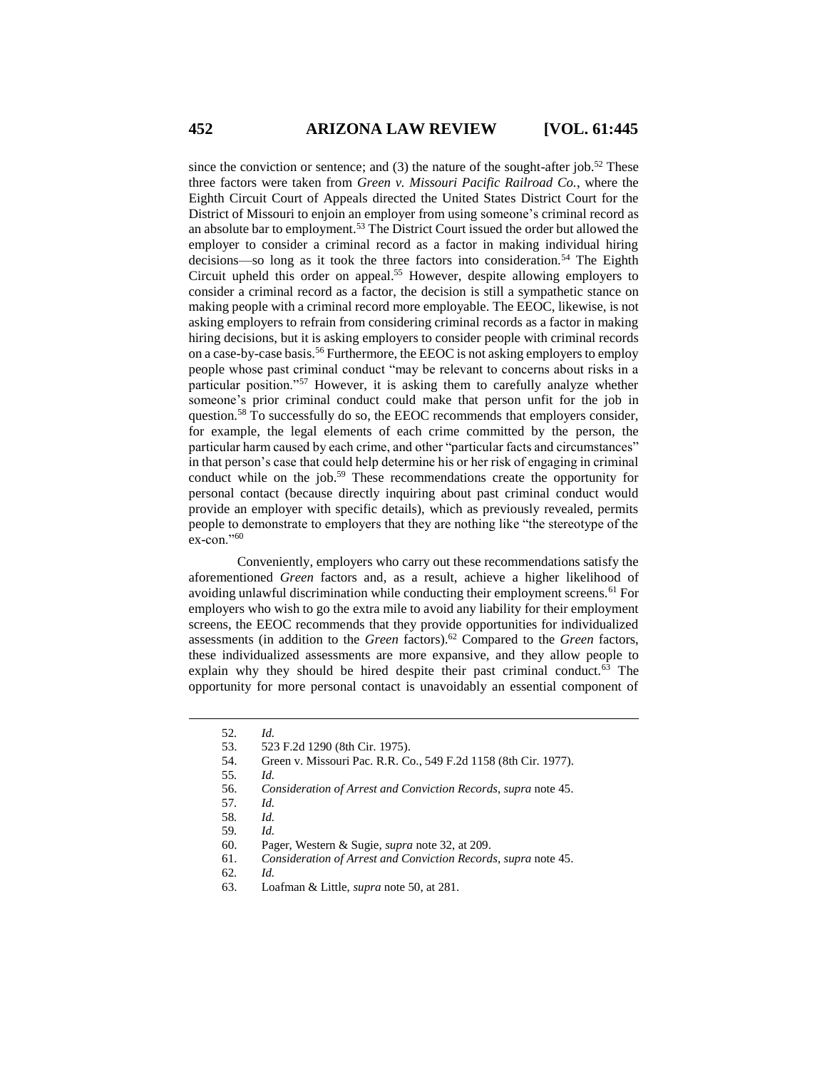since the conviction or sentence; and (3) the nature of the sought-after job.[52] These three factors were taken from *Green v. Missouri Pacific Railroad Co.*, where the Eighth Circuit Court of Appeals directed the United States District Court for the District of Missouri to enjoin an employer from using someone's criminal record as an absolute bar to employment.[53] The District Court issued the order but allowed the employer to consider a criminal record as a factor in making individual hiring decisions—so long as it took the three factors into consideration.[54] The Eighth Circuit upheld this order on appeal.[55] However, despite allowing employers to consider a criminal record as a factor, the decision is still a sympathetic stance on making people with a criminal record more employable. The EEOC, likewise, is not asking employers to refrain from considering criminal records as a factor in making hiring decisions, but it is asking employers to consider people with criminal records on a case-by-case basis.[56] Furthermore, the EEOC is not asking employers to employ people whose past criminal conduct "may be relevant to concerns about risks in a particular position."[57] However, it is asking them to carefully analyze whether someone's prior criminal conduct could make that person unfit for the job in question.[58] To successfully do so, the EEOC recommends that employers consider, for example, the legal elements of each crime committed by the person, the particular harm caused by each crime, and other "particular facts and circumstances" in that person's case that could help determine his or her risk of engaging in criminal conduct while on the job.[59] These recommendations create the opportunity for personal contact (because directly inquiring about past criminal conduct would provide an employer with specific details), which as previously revealed, permits people to demonstrate to employers that they are nothing like "the stereotype of the ex-con."[60]

Conveniently, employers who carry out these recommendations satisfy the aforementioned *Green* factors and, as a result, achieve a higher likelihood of avoiding unlawful discrimination while conducting their employment screens.[61] For employers who wish to go the extra mile to avoid any liability for their employment screens, the EEOC recommends that they provide opportunities for individualized assessments (in addition to the *Green* factors).[62] Compared to the *Green* factors, these individualized assessments are more expansive, and they allow people to explain why they should be hired despite their past criminal conduct.[63] The opportunity for more personal contact is unavoidably an essential component of

---

52. *Id.*
53. 523 F.2d 1290 (8th Cir. 1975).
54. Green v. Missouri Pac. R.R. Co., 549 F.2d 1158 (8th Cir. 1977).
55. *Id.*
56. *Consideration of Arrest and Conviction Records*, *supra* note 45.
57. *Id.*
58. *Id.*
59. *Id.*
60. Pager, Western & Sugie, *supra* note 32, at 209.
61. *Consideration of Arrest and Conviction Records*, *supra* note 45.
62. *Id.*
63. Loafman & Little, *supra* note 50, at 281.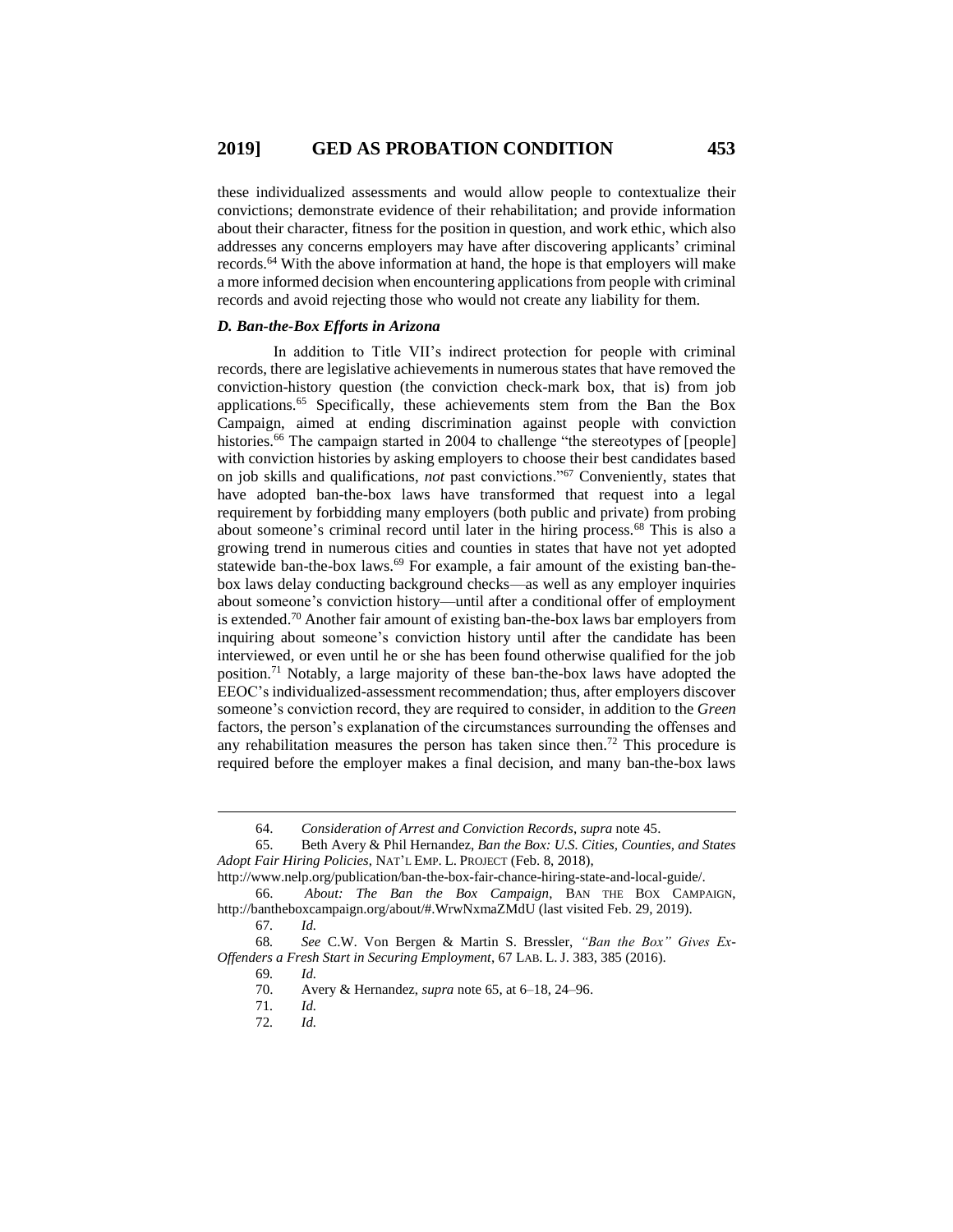these individualized assessments and would allow people to contextualize their convictions; demonstrate evidence of their rehabilitation; and provide information about their character, fitness for the position in question, and work ethic, which also addresses any concerns employers may have after discovering applicants' criminal records.[64] With the above information at hand, the hope is that employers will make a more informed decision when encountering applications from people with criminal records and avoid rejecting those who would not create any liability for them.

### *D. Ban-the-Box Efforts in Arizona*

In addition to Title VII's indirect protection for people with criminal records, there are legislative achievements in numerous states that have removed the conviction-history question (the conviction check-mark box, that is) from job applications.[65] Specifically, these achievements stem from the Ban the Box Campaign, aimed at ending discrimination against people with conviction histories.[66] The campaign started in 2004 to challenge "the stereotypes of [people] with conviction histories by asking employers to choose their best candidates based on job skills and qualifications, *not* past convictions."[67] Conveniently, states that have adopted ban-the-box laws have transformed that request into a legal requirement by forbidding many employers (both public and private) from probing about someone's criminal record until later in the hiring process.[68] This is also a growing trend in numerous cities and counties in states that have not yet adopted statewide ban-the-box laws.[69] For example, a fair amount of the existing ban-the-box laws delay conducting background checks—as well as any employer inquiries about someone's conviction history—until after a conditional offer of employment is extended.[70] Another fair amount of existing ban-the-box laws bar employers from inquiring about someone's conviction history until after the candidate has been interviewed, or even until he or she has been found otherwise qualified for the job position.[71] Notably, a large majority of these ban-the-box laws have adopted the EEOC's individualized-assessment recommendation; thus, after employers discover someone's conviction record, they are required to consider, in addition to the *Green* factors, the person's explanation of the circumstances surrounding the offenses and any rehabilitation measures the person has taken since then.[72] This procedure is required before the employer makes a final decision, and many ban-the-box laws

---

64. *Consideration of Arrest and Conviction Records*, *supra* note 45.

65. Beth Avery & Phil Hernandez, *Ban the Box: U.S. Cities, Counties, and States Adopt Fair Hiring Policies*, NAT'L EMP. L. PROJECT (Feb. 8, 2018), http://www.nelp.org/publication/ban-the-box-fair-chance-hiring-state-and-local-guide/.

66. *About: The Ban the Box Campaign*, BAN THE BOX CAMPAIGN, http://bantheboxcampaign.org/about/#.WrwNxmaZMdU (last visited Feb. 29, 2019).

67. *Id.*

68. *See* C.W. Von Bergen & Martin S. Bressler, *"Ban the Box" Gives Ex-Offenders a Fresh Start in Securing Employment*, 67 LAB. L. J. 383, 385 (2016).

69. *Id.*

70. Avery & Hernandez, *supra* note 65, at 6–18, 24–96.

71. *Id.*

72. *Id.*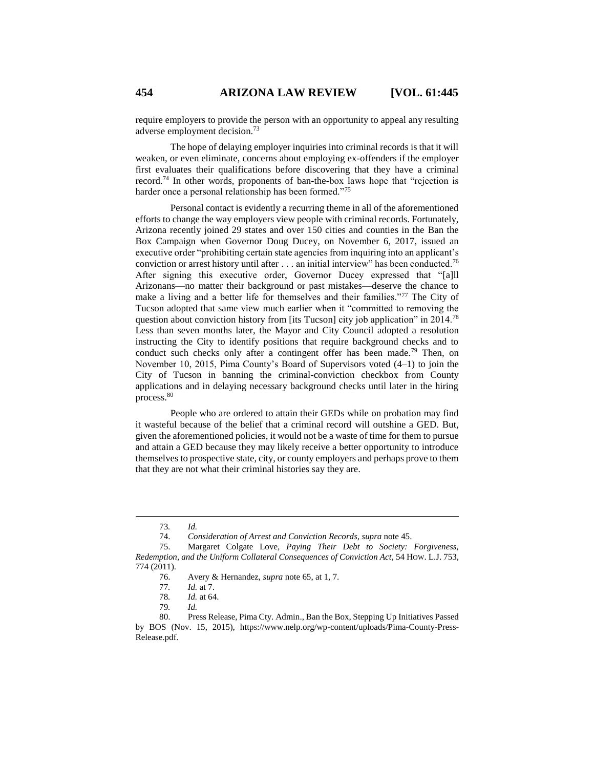require employers to provide the person with an opportunity to appeal any resulting adverse employment decision.[73]

The hope of delaying employer inquiries into criminal records is that it will weaken, or even eliminate, concerns about employing ex-offenders if the employer first evaluates their qualifications before discovering that they have a criminal record.[74] In other words, proponents of ban-the-box laws hope that "rejection is harder once a personal relationship has been formed."[75]

Personal contact is evidently a recurring theme in all of the aforementioned efforts to change the way employers view people with criminal records. Fortunately, Arizona recently joined 29 states and over 150 cities and counties in the Ban the Box Campaign when Governor Doug Ducey, on November 6, 2017, issued an executive order "prohibiting certain state agencies from inquiring into an applicant's conviction or arrest history until after . . . an initial interview" has been conducted.[76] After signing this executive order, Governor Ducey expressed that "[a]ll Arizonans—no matter their background or past mistakes—deserve the chance to make a living and a better life for themselves and their families."[77] The City of Tucson adopted that same view much earlier when it "committed to removing the question about conviction history from [its Tucson] city job application" in 2014.[78] Less than seven months later, the Mayor and City Council adopted a resolution instructing the City to identify positions that require background checks and to conduct such checks only after a contingent offer has been made.[79] Then, on November 10, 2015, Pima County's Board of Supervisors voted (4–1) to join the City of Tucson in banning the criminal-conviction checkbox from County applications and in delaying necessary background checks until later in the hiring process.[80]

People who are ordered to attain their GEDs while on probation may find it wasteful because of the belief that a criminal record will outshine a GED. But, given the aforementioned policies, it would not be a waste of time for them to pursue and attain a GED because they may likely receive a better opportunity to introduce themselves to prospective state, city, or county employers and perhaps prove to them that they are not what their criminal histories say they are.

---

73. *Id.*

74. *Consideration of Arrest and Conviction Records*, *supra* note 45.

75. Margaret Colgate Love, *Paying Their Debt to Society: Forgiveness, Redemption, and the Uniform Collateral Consequences of Conviction Act*, 54 HOW. L.J. 753, 774 (2011).

76. Avery & Hernandez, *supra* note 65, at 1, 7.

77. *Id.* at 7.

78. *Id.* at 64.

79. *Id.*

80. Press Release, Pima Cty. Admin., Ban the Box, Stepping Up Initiatives Passed by BOS (Nov. 15, 2015), https://www.nelp.org/wp-content/uploads/Pima-County-Press-Release.pdf.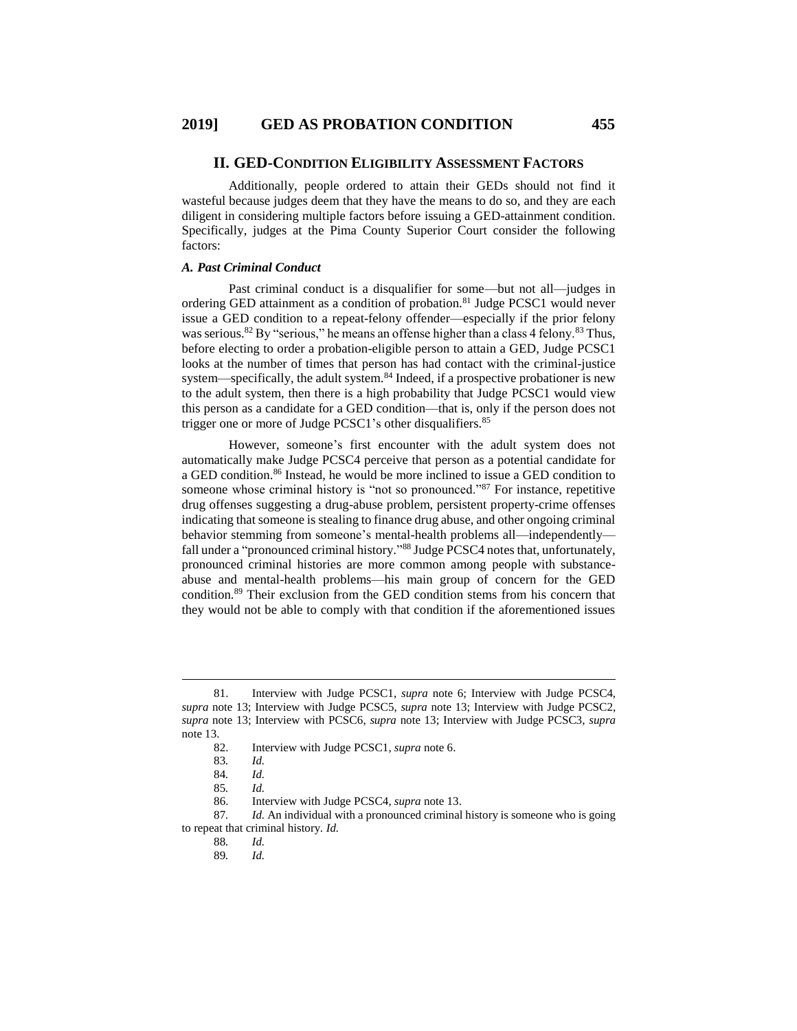## II. GED-Condition Eligibility Assessment Factors

Additionally, people ordered to attain their GEDs should not find it wasteful because judges deem that they have the means to do so, and they are each diligent in considering multiple factors before issuing a GED-attainment condition. Specifically, judges at the Pima County Superior Court consider the following factors:

### *A. Past Criminal Conduct*

Past criminal conduct is a disqualifier for some—but not all—judges in ordering GED attainment as a condition of probation.[81] Judge PCSC1 would never issue a GED condition to a repeat-felony offender—especially if the prior felony was serious.[82] By "serious," he means an offense higher than a class 4 felony.[83] Thus, before electing to order a probation-eligible person to attain a GED, Judge PCSC1 looks at the number of times that person has had contact with the criminal-justice system—specifically, the adult system.[84] Indeed, if a prospective probationer is new to the adult system, then there is a high probability that Judge PCSC1 would view this person as a candidate for a GED condition—that is, only if the person does not trigger one or more of Judge PCSC1's other disqualifiers.[85]

However, someone's first encounter with the adult system does not automatically make Judge PCSC4 perceive that person as a potential candidate for a GED condition.[86] Instead, he would be more inclined to issue a GED condition to someone whose criminal history is "not so pronounced."[87] For instance, repetitive drug offenses suggesting a drug-abuse problem, persistent property-crime offenses indicating that someone is stealing to finance drug abuse, and other ongoing criminal behavior stemming from someone's mental-health problems all—independently—fall under a "pronounced criminal history."[88] Judge PCSC4 notes that, unfortunately, pronounced criminal histories are more common among people with substance-abuse and mental-health problems—his main group of concern for the GED condition.[89] Their exclusion from the GED condition stems from his concern that they would not be able to comply with that condition if the aforementioned issues

---

81. Interview with Judge PCSC1, *supra* note 6; Interview with Judge PCSC4, *supra* note 13; Interview with Judge PCSC5, *supra* note 13; Interview with Judge PCSC2, *supra* note 13; Interview with PCSC6, *supra* note 13; Interview with Judge PCSC3, *supra* note 13.

82. Interview with Judge PCSC1, *supra* note 6.

83. *Id.*

84. *Id.*

85. *Id.*

86. Interview with Judge PCSC4, *supra* note 13.

87. *Id.* An individual with a pronounced criminal history is someone who is going to repeat that criminal history. *Id.*

88. *Id.*

89. *Id.*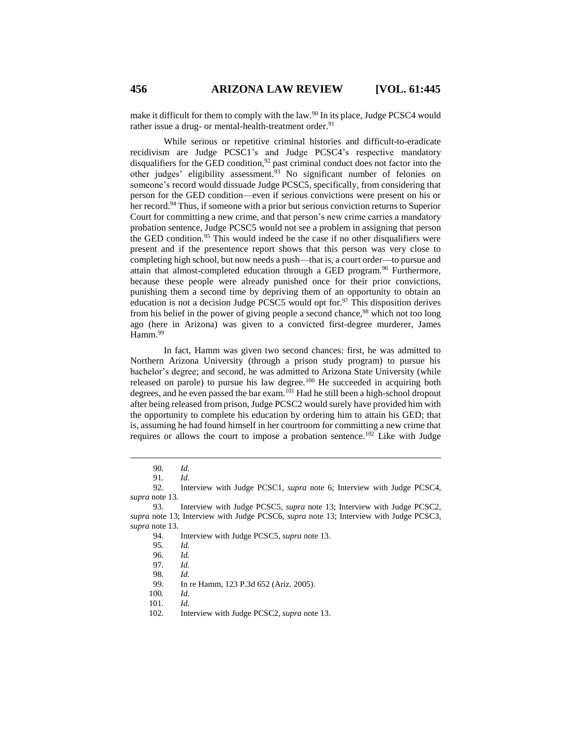make it difficult for them to comply with the law.[90] In its place, Judge PCSC4 would rather issue a drug- or mental-health-treatment order.[91]

While serious or repetitive criminal histories and difficult-to-eradicate recidivism are Judge PCSC1's and Judge PCSC4's respective mandatory disqualifiers for the GED condition,[92] past criminal conduct does not factor into the other judges' eligibility assessment.[93] No significant number of felonies on someone's record would dissuade Judge PCSC5, specifically, from considering that person for the GED condition—even if serious convictions were present on his or her record.[94] Thus, if someone with a prior but serious conviction returns to Superior Court for committing a new crime, and that person's new crime carries a mandatory probation sentence, Judge PCSC5 would not see a problem in assigning that person the GED condition.[95] This would indeed be the case if no other disqualifiers were present and if the presentence report shows that this person was very close to completing high school, but now needs a push—that is, a court order—to pursue and attain that almost-completed education through a GED program.[96] Furthermore, because these people were already punished once for their prior convictions, punishing them a second time by depriving them of an opportunity to obtain an education is not a decision Judge PCSC5 would opt for.[97] This disposition derives from his belief in the power of giving people a second chance,[98] which not too long ago (here in Arizona) was given to a convicted first-degree murderer, James Hamm.[99]

In fact, Hamm was given two second chances: first, he was admitted to Northern Arizona University (through a prison study program) to pursue his bachelor's degree; and second, he was admitted to Arizona State University (while released on parole) to pursue his law degree.[100] He succeeded in acquiring both degrees, and he even passed the bar exam.[101] Had he still been a high-school dropout after being released from prison, Judge PCSC2 would surely have provided him with the opportunity to complete his education by ordering him to attain his GED; that is, assuming he had found himself in her courtroom for committing a new crime that requires or allows the court to impose a probation sentence.[102] Like with Judge

---

90. *Id.*

91. *Id.*

92. Interview with Judge PCSC1, *supra* note 6; Interview with Judge PCSC4, *supra* note 13.

93. Interview with Judge PCSC5, *supra* note 13; Interview with Judge PCSC2, *supra* note 13; Interview with Judge PCSC6, *supra* note 13; Interview with Judge PCSC3, *supra* note 13.

94. Interview with Judge PCSC5, *supra* note 13.

95. *Id.*

96. *Id.*

97. *Id.*

98. *Id.*

99. In re Hamm, 123 P.3d 652 (Ariz. 2005).

100. *Id.*

101. *Id.*

102. Interview with Judge PCSC2, *supra* note 13.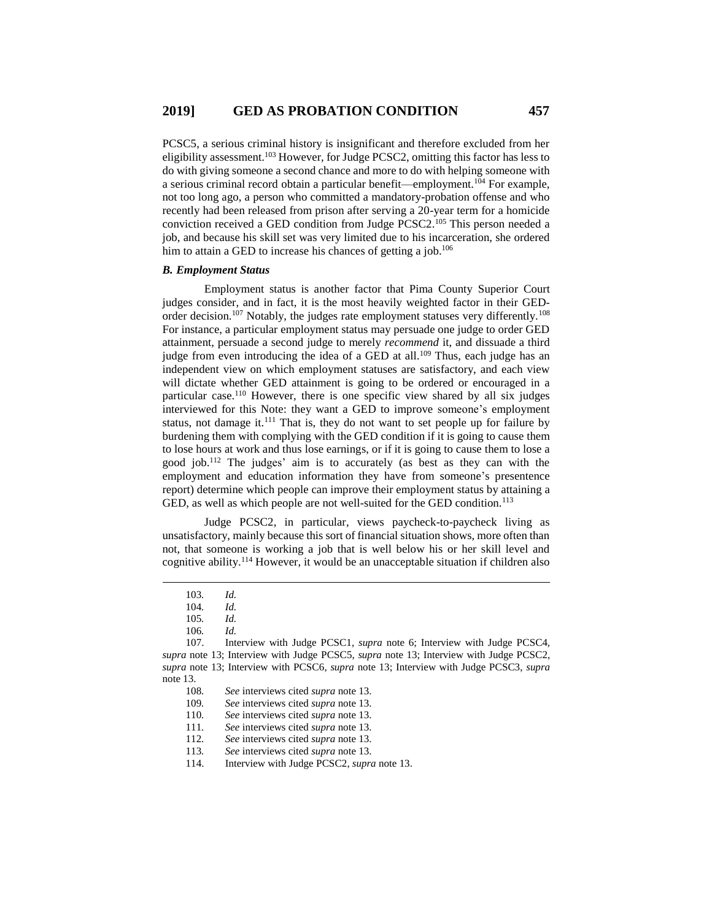PCSC5, a serious criminal history is insignificant and therefore excluded from her eligibility assessment.[103] However, for Judge PCSC2, omitting this factor has less to do with giving someone a second chance and more to do with helping someone with a serious criminal record obtain a particular benefit—employment.[104] For example, not too long ago, a person who committed a mandatory-probation offense and who recently had been released from prison after serving a 20-year term for a homicide conviction received a GED condition from Judge PCSC2.[105] This person needed a job, and because his skill set was very limited due to his incarceration, she ordered him to attain a GED to increase his chances of getting a job.[106]

### *B. Employment Status*

Employment status is another factor that Pima County Superior Court judges consider, and in fact, it is the most heavily weighted factor in their GED-order decision.[107] Notably, the judges rate employment statuses very differently.[108] For instance, a particular employment status may persuade one judge to order GED attainment, persuade a second judge to merely *recommend* it, and dissuade a third judge from even introducing the idea of a GED at all.[109] Thus, each judge has an independent view on which employment statuses are satisfactory, and each view will dictate whether GED attainment is going to be ordered or encouraged in a particular case.[110] However, there is one specific view shared by all six judges interviewed for this Note: they want a GED to improve someone's employment status, not damage it.[111] That is, they do not want to set people up for failure by burdening them with complying with the GED condition if it is going to cause them to lose hours at work and thus lose earnings, or if it is going to cause them to lose a good job.[112] The judges' aim is to accurately (as best as they can with the employment and education information they have from someone's presentence report) determine which people can improve their employment status by attaining a GED, as well as which people are not well-suited for the GED condition.[113]

Judge PCSC2, in particular, views paycheck-to-paycheck living as unsatisfactory, mainly because this sort of financial situation shows, more often than not, that someone is working a job that is well below his or her skill level and cognitive ability.[114] However, it would be an unacceptable situation if children also

---

103. *Id.*

104. *Id.*

105. *Id.*

106. *Id.*

107. Interview with Judge PCSC1, *supra* note 6; Interview with Judge PCSC4, *supra* note 13; Interview with Judge PCSC5, *supra* note 13; Interview with Judge PCSC2, *supra* note 13; Interview with PCSC6, *supra* note 13; Interview with Judge PCSC3, *supra* note 13.

108. *See* interviews cited *supra* note 13.

109. *See* interviews cited *supra* note 13.

110. *See* interviews cited *supra* note 13.

111. *See* interviews cited *supra* note 13.

112. *See* interviews cited *supra* note 13.

113. *See* interviews cited *supra* note 13.

114. Interview with Judge PCSC2, *supra* note 13.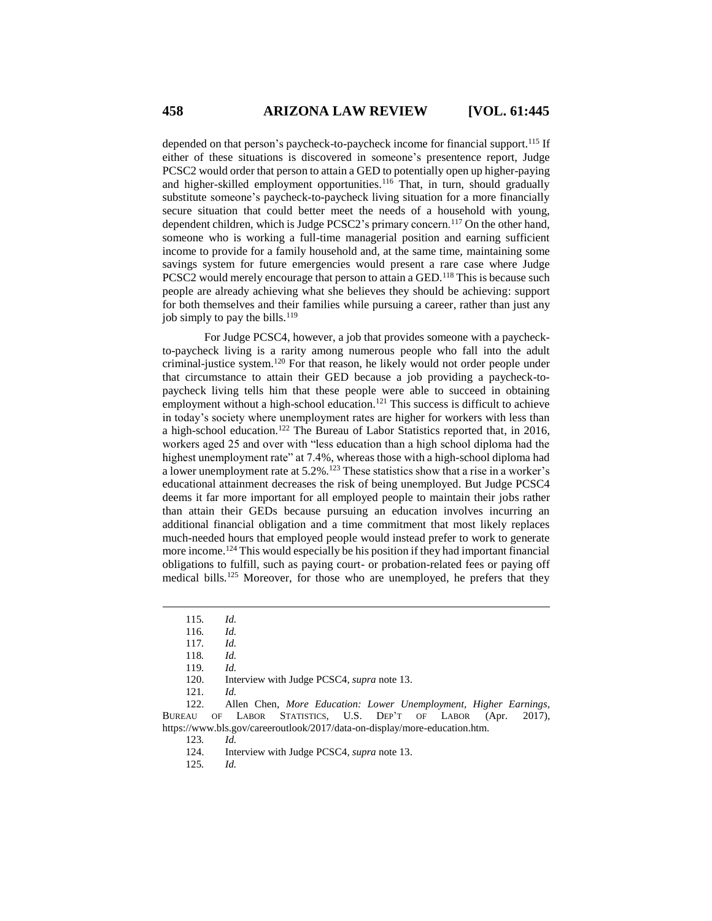depended on that person's paycheck-to-paycheck income for financial support.[115] If either of these situations is discovered in someone's presentence report, Judge PCSC2 would order that person to attain a GED to potentially open up higher-paying and higher-skilled employment opportunities.[116] That, in turn, should gradually substitute someone's paycheck-to-paycheck living situation for a more financially secure situation that could better meet the needs of a household with young, dependent children, which is Judge PCSC2's primary concern.[117] On the other hand, someone who is working a full-time managerial position and earning sufficient income to provide for a family household and, at the same time, maintaining some savings system for future emergencies would present a rare case where Judge PCSC2 would merely encourage that person to attain a GED.[118] This is because such people are already achieving what she believes they should be achieving: support for both themselves and their families while pursuing a career, rather than just any job simply to pay the bills.[119]

For Judge PCSC4, however, a job that provides someone with a paycheck-to-paycheck living is a rarity among numerous people who fall into the adult criminal-justice system.[120] For that reason, he likely would not order people under that circumstance to attain their GED because a job providing a paycheck-to-paycheck living tells him that these people were able to succeed in obtaining employment without a high-school education.[121] This success is difficult to achieve in today's society where unemployment rates are higher for workers with less than a high-school education.[122] The Bureau of Labor Statistics reported that, in 2016, workers aged 25 and over with "less education than a high school diploma had the highest unemployment rate" at 7.4%, whereas those with a high-school diploma had a lower unemployment rate at 5.2%.[123] These statistics show that a rise in a worker's educational attainment decreases the risk of being unemployed. But Judge PCSC4 deems it far more important for all employed people to maintain their jobs rather than attain their GEDs because pursuing an education involves incurring an additional financial obligation and a time commitment that most likely replaces much-needed hours that employed people would instead prefer to work to generate more income.[124] This would especially be his position if they had important financial obligations to fulfill, such as paying court- or probation-related fees or paying off medical bills.[125] Moreover, for those who are unemployed, he prefers that they

---

115. *Id.*

116. *Id.*

117. *Id.*

118. *Id.*

119. *Id.*

120. Interview with Judge PCSC4, *supra* note 13.

121. *Id.*

122. Allen Chen, *More Education: Lower Unemployment, Higher Earnings*, BUREAU OF LABOR STATISTICS, U.S. DEP'T OF LABOR (Apr. 2017), https://www.bls.gov/careeroutlook/2017/data-on-display/more-education.htm.

123. *Id.*

124. Interview with Judge PCSC4, *supra* note 13.

125. *Id.*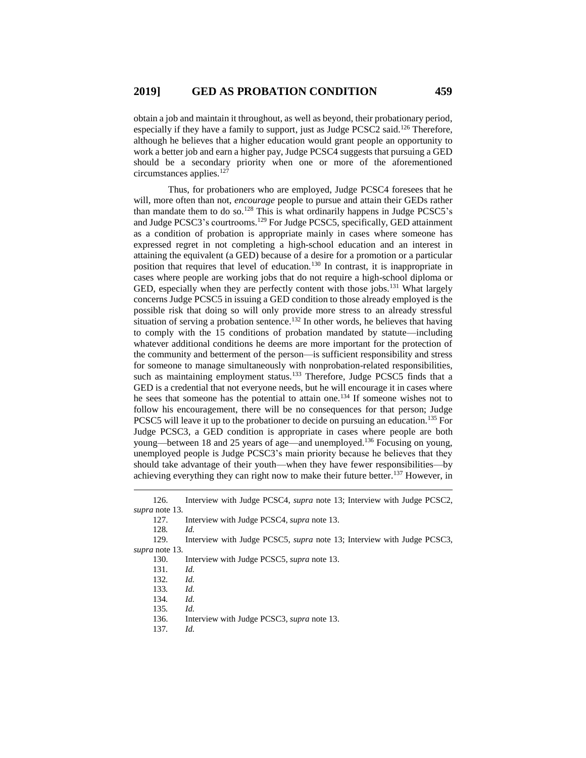obtain a job and maintain it throughout, as well as beyond, their probationary period, especially if they have a family to support, just as Judge PCSC2 said.[126] Therefore, although he believes that a higher education would grant people an opportunity to work a better job and earn a higher pay, Judge PCSC4 suggests that pursuing a GED should be a secondary priority when one or more of the aforementioned circumstances applies.[127]

Thus, for probationers who are employed, Judge PCSC4 foresees that he will, more often than not, *encourage* people to pursue and attain their GEDs rather than mandate them to do so.[128] This is what ordinarily happens in Judge PCSC5's and Judge PCSC3's courtrooms.[129] For Judge PCSC5, specifically, GED attainment as a condition of probation is appropriate mainly in cases where someone has expressed regret in not completing a high-school education and an interest in attaining the equivalent (a GED) because of a desire for a promotion or a particular position that requires that level of education.[130] In contrast, it is inappropriate in cases where people are working jobs that do not require a high-school diploma or GED, especially when they are perfectly content with those jobs.[131] What largely concerns Judge PCSC5 in issuing a GED condition to those already employed is the possible risk that doing so will only provide more stress to an already stressful situation of serving a probation sentence.[132] In other words, he believes that having to comply with the 15 conditions of probation mandated by statute—including whatever additional conditions he deems are more important for the protection of the community and betterment of the person—is sufficient responsibility and stress for someone to manage simultaneously with nonprobation-related responsibilities, such as maintaining employment status.[133] Therefore, Judge PCSC5 finds that a GED is a credential that not everyone needs, but he will encourage it in cases where he sees that someone has the potential to attain one.[134] If someone wishes not to follow his encouragement, there will be no consequences for that person; Judge PCSC5 will leave it up to the probationer to decide on pursuing an education.[135] For Judge PCSC3, a GED condition is appropriate in cases where people are both young—between 18 and 25 years of age—and unemployed.[136] Focusing on young, unemployed people is Judge PCSC3's main priority because he believes that they should take advantage of their youth—when they have fewer responsibilities—by achieving everything they can right now to make their future better.[137] However, in

---

126. Interview with Judge PCSC4, *supra* note 13; Interview with Judge PCSC2, *supra* note 13.

127. Interview with Judge PCSC4, *supra* note 13.

128. *Id.*

129. Interview with Judge PCSC5, *supra* note 13; Interview with Judge PCSC3, *supra* note 13.

130. Interview with Judge PCSC5, *supra* note 13.

131. *Id.*

132. *Id.*

133. *Id.*

134. *Id.*

135. *Id.*

136. Interview with Judge PCSC3, *supra* note 13.

137. *Id.*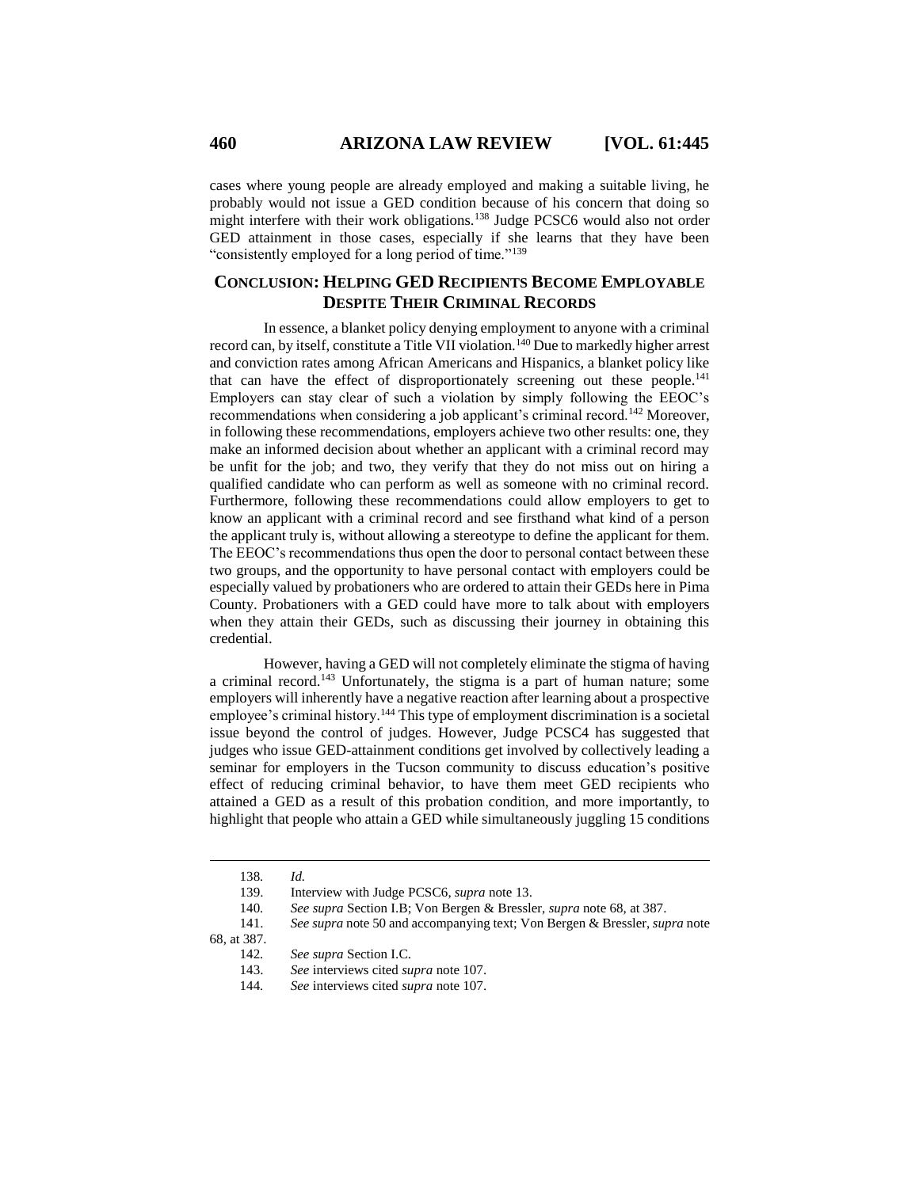cases where young people are already employed and making a suitable living, he probably would not issue a GED condition because of his concern that doing so might interfere with their work obligations.[138] Judge PCSC6 would also not order GED attainment in those cases, especially if she learns that they have been "consistently employed for a long period of time."[139]

## CONCLUSION: HELPING GED RECIPIENTS BECOME EMPLOYABLE DESPITE THEIR CRIMINAL RECORDS

In essence, a blanket policy denying employment to anyone with a criminal record can, by itself, constitute a Title VII violation.[140] Due to markedly higher arrest and conviction rates among African Americans and Hispanics, a blanket policy like that can have the effect of disproportionately screening out these people.[141] Employers can stay clear of such a violation by simply following the EEOC's recommendations when considering a job applicant's criminal record.[142] Moreover, in following these recommendations, employers achieve two other results: one, they make an informed decision about whether an applicant with a criminal record may be unfit for the job; and two, they verify that they do not miss out on hiring a qualified candidate who can perform as well as someone with no criminal record. Furthermore, following these recommendations could allow employers to get to know an applicant with a criminal record and see firsthand what kind of a person the applicant truly is, without allowing a stereotype to define the applicant for them. The EEOC's recommendations thus open the door to personal contact between these two groups, and the opportunity to have personal contact with employers could be especially valued by probationers who are ordered to attain their GEDs here in Pima County. Probationers with a GED could have more to talk about with employers when they attain their GEDs, such as discussing their journey in obtaining this credential.

However, having a GED will not completely eliminate the stigma of having a criminal record.[143] Unfortunately, the stigma is a part of human nature; some employers will inherently have a negative reaction after learning about a prospective employee's criminal history.[144] This type of employment discrimination is a societal issue beyond the control of judges. However, Judge PCSC4 has suggested that judges who issue GED-attainment conditions get involved by collectively leading a seminar for employers in the Tucson community to discuss education's positive effect of reducing criminal behavior, to have them meet GED recipients who attained a GED as a result of this probation condition, and more importantly, to highlight that people who attain a GED while simultaneously juggling 15 conditions

---

138. *Id.*

139. Interview with Judge PCSC6, *supra* note 13.

140. *See supra* Section I.B; Von Bergen & Bressler, *supra* note 68, at 387.

141. *See supra* note 50 and accompanying text; Von Bergen & Bressler, *supra* note 68, at 387.

142. *See supra* Section I.C.

143. *See* interviews cited *supra* note 107.

144. *See* interviews cited *supra* note 107.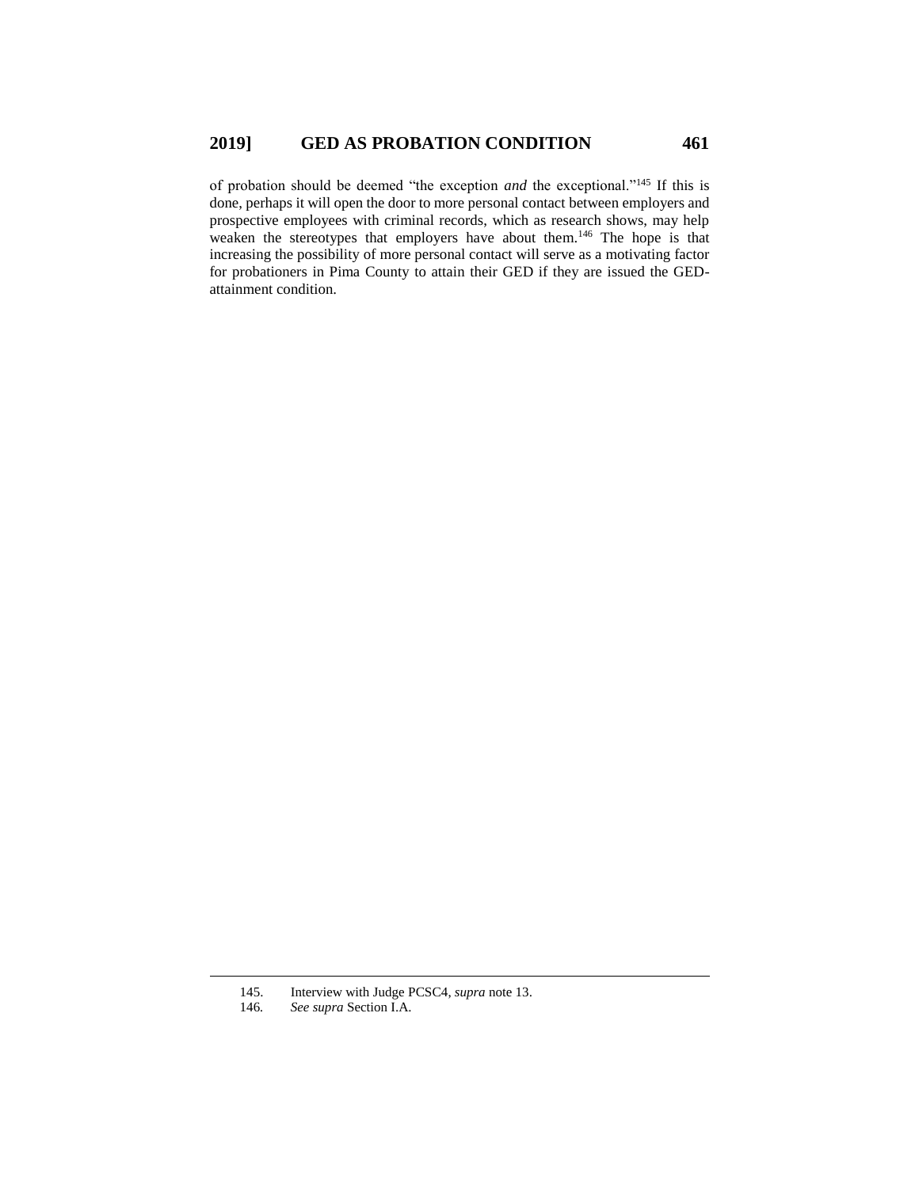of probation should be deemed "the exception *and* the exceptional."[145] If this is done, perhaps it will open the door to more personal contact between employers and prospective employees with criminal records, which as research shows, may help weaken the stereotypes that employers have about them.[146] The hope is that increasing the possibility of more personal contact will serve as a motivating factor for probationers in Pima County to attain their GED if they are issued the GED-attainment condition.

---

145. Interview with Judge PCSC4, *supra* note 13.

146. *See supra* Section I.A.